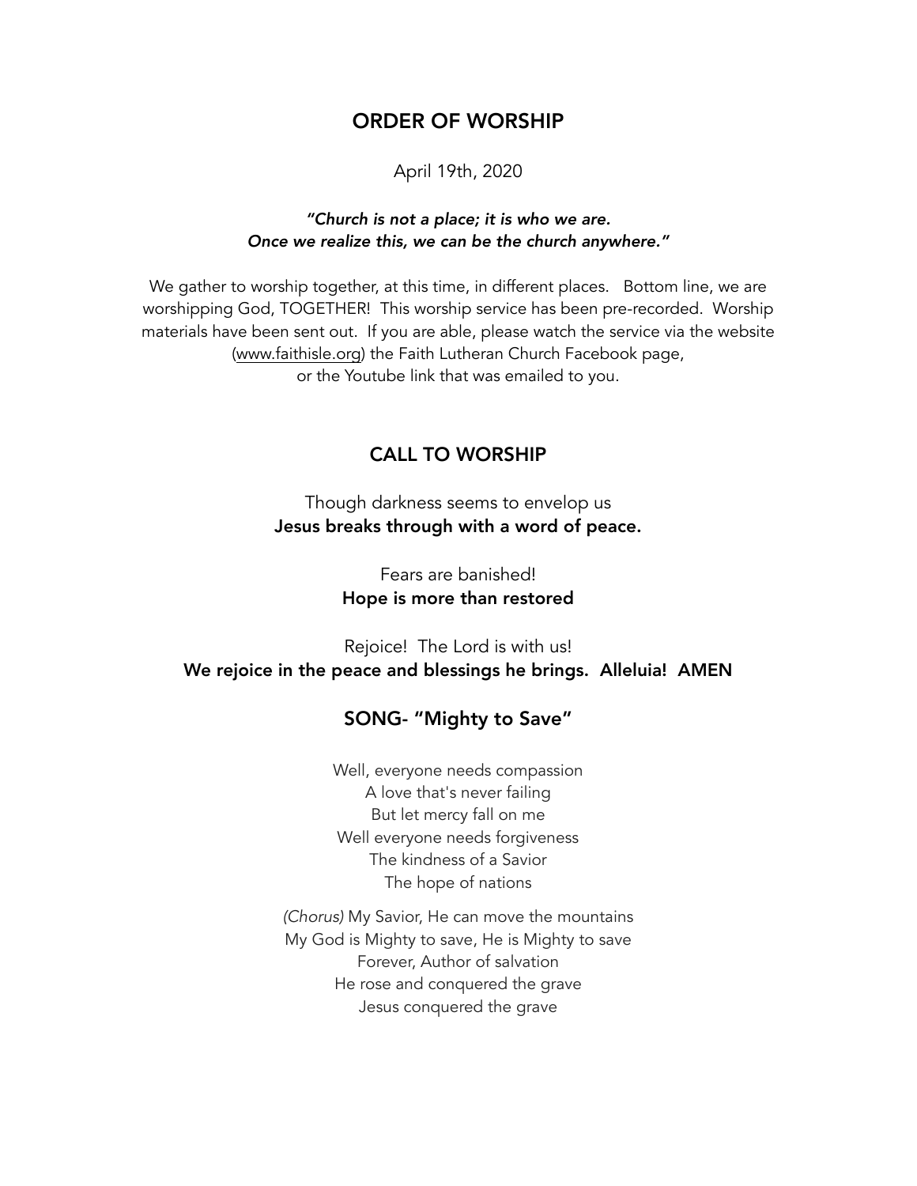## ORDER OF WORSHIP

April 19th, 2020

***"Church is not a place; it is who we are.***
***Once we realize this, we can be the church anywhere."***

We gather to worship together, at this time, in different places. Bottom line, we are worshipping God, TOGETHER! This worship service has been pre-recorded. Worship materials have been sent out. If you are able, please watch the service via the website (www.faithisle.org) the Faith Lutheran Church Facebook page, or the Youtube link that was emailed to you.

## CALL TO WORSHIP

Though darkness seems to envelop us
**Jesus breaks through with a word of peace.**

Fears are banished!
**Hope is more than restored**

Rejoice! The Lord is with us!
**We rejoice in the peace and blessings he brings. Alleluia! AMEN**

## SONG- "Mighty to Save"

Well, everyone needs compassion
A love that's never failing
But let mercy fall on me
Well everyone needs forgiveness
The kindness of a Savior
The hope of nations

*(Chorus)* My Savior, He can move the mountains
My God is Mighty to save, He is Mighty to save
Forever, Author of salvation
He rose and conquered the grave
Jesus conquered the grave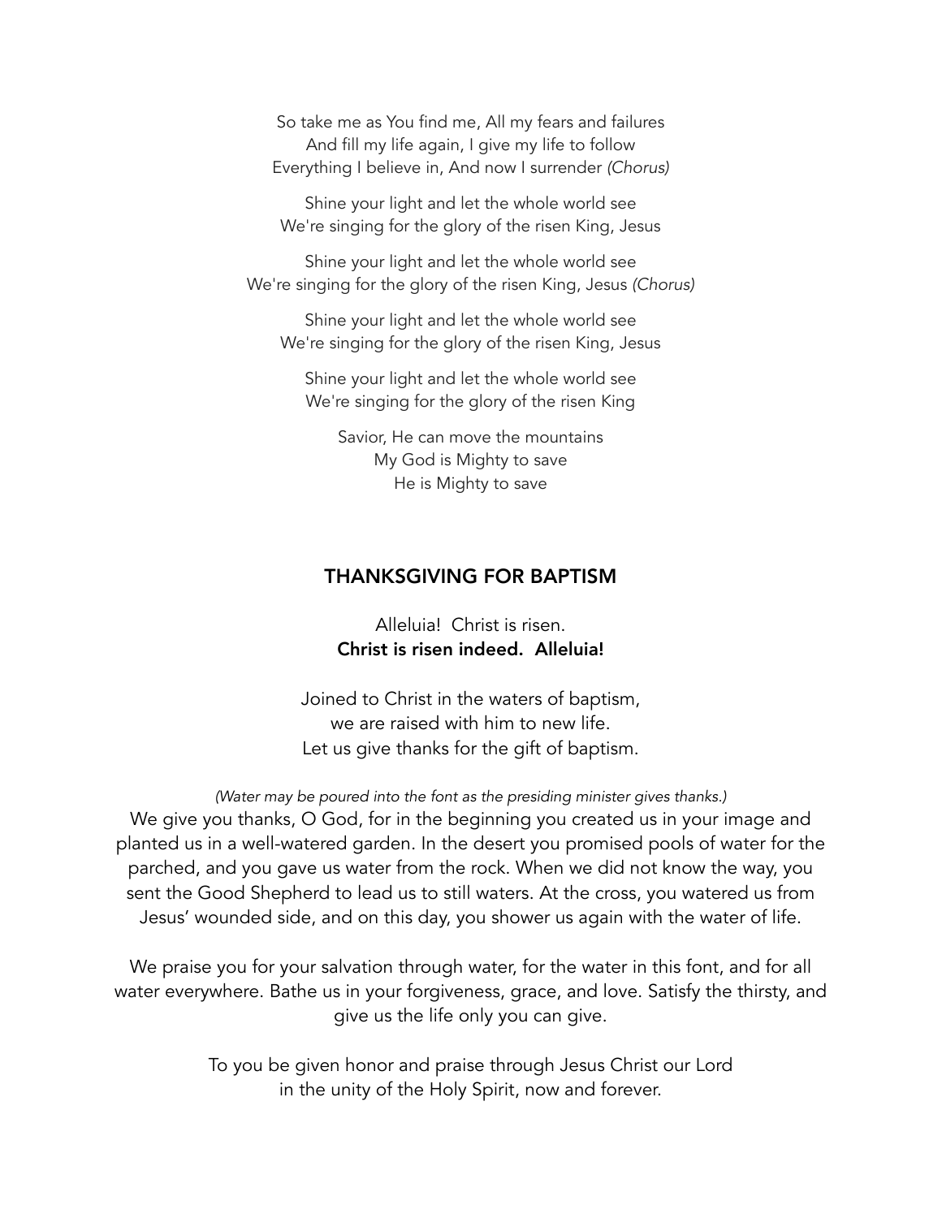So take me as You find me, All my fears and failures
And fill my life again, I give my life to follow
Everything I believe in, And now I surrender *(Chorus)*

Shine your light and let the whole world see
We're singing for the glory of the risen King, Jesus

Shine your light and let the whole world see
We're singing for the glory of the risen King, Jesus *(Chorus)*

Shine your light and let the whole world see
We're singing for the glory of the risen King, Jesus

Shine your light and let the whole world see
We're singing for the glory of the risen King

Savior, He can move the mountains
My God is Mighty to save
He is Mighty to save

## THANKSGIVING FOR BAPTISM

Alleluia! Christ is risen.
**Christ is risen indeed. Alleluia!**

Joined to Christ in the waters of baptism,
we are raised with him to new life.
Let us give thanks for the gift of baptism.

*(Water may be poured into the font as the presiding minister gives thanks.)*

We give you thanks, O God, for in the beginning you created us in your image and planted us in a well-watered garden. In the desert you promised pools of water for the parched, and you gave us water from the rock. When we did not know the way, you sent the Good Shepherd to lead us to still waters. At the cross, you watered us from Jesus' wounded side, and on this day, you shower us again with the water of life.

We praise you for your salvation through water, for the water in this font, and for all water everywhere. Bathe us in your forgiveness, grace, and love. Satisfy the thirsty, and give us the life only you can give.

To you be given honor and praise through Jesus Christ our Lord
in the unity of the Holy Spirit, now and forever.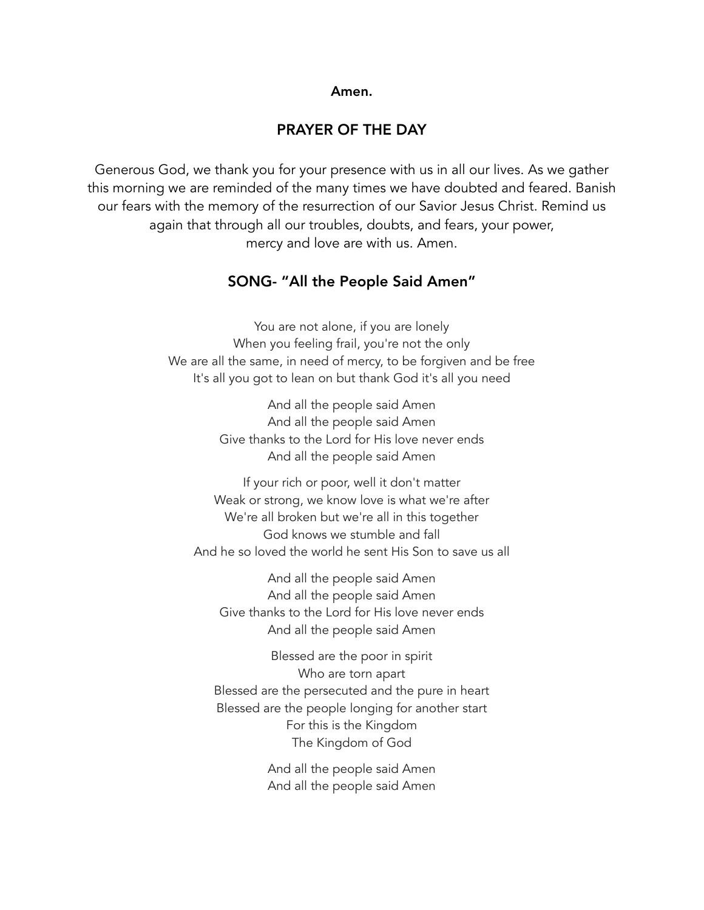**Amen.**

## PRAYER OF THE DAY

Generous God, we thank you for your presence with us in all our lives. As we gather this morning we are reminded of the many times we have doubted and feared. Banish our fears with the memory of the resurrection of our Savior Jesus Christ. Remind us again that through all our troubles, doubts, and fears, your power, mercy and love are with us. Amen.

## SONG- "All the People Said Amen"

You are not alone, if you are lonely
When you feeling frail, you're not the only
We are all the same, in need of mercy, to be forgiven and be free
It's all you got to lean on but thank God it's all you need

And all the people said Amen
And all the people said Amen
Give thanks to the Lord for His love never ends
And all the people said Amen

If your rich or poor, well it don't matter
Weak or strong, we know love is what we're after
We're all broken but we're all in this together
God knows we stumble and fall
And he so loved the world he sent His Son to save us all

And all the people said Amen
And all the people said Amen
Give thanks to the Lord for His love never ends
And all the people said Amen

Blessed are the poor in spirit
Who are torn apart
Blessed are the persecuted and the pure in heart
Blessed are the people longing for another start
For this is the Kingdom
The Kingdom of God

And all the people said Amen
And all the people said Amen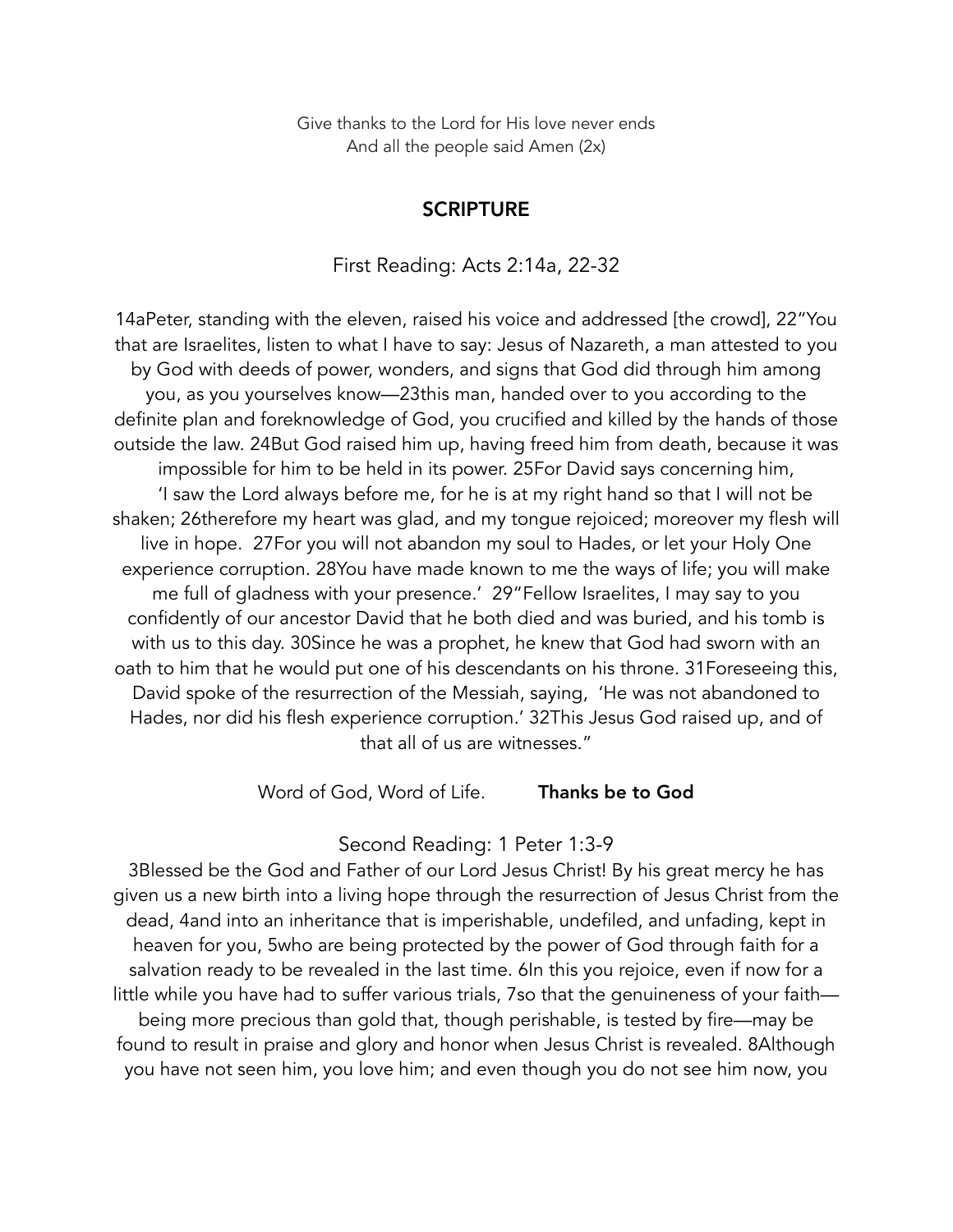Give thanks to the Lord for His love never ends
And all the people said Amen (2x)

## SCRIPTURE

### First Reading: Acts 2:14a, 22-32

14aPeter, standing with the eleven, raised his voice and addressed [the crowd], 22"You that are Israelites, listen to what I have to say: Jesus of Nazareth, a man attested to you by God with deeds of power, wonders, and signs that God did through him among you, as you yourselves know—23this man, handed over to you according to the definite plan and foreknowledge of God, you crucified and killed by the hands of those outside the law. 24But God raised him up, having freed him from death, because it was impossible for him to be held in its power. 25For David says concerning him, 'I saw the Lord always before me, for he is at my right hand so that I will not be shaken; 26therefore my heart was glad, and my tongue rejoiced; moreover my flesh will live in hope. 27For you will not abandon my soul to Hades, or let your Holy One experience corruption. 28You have made known to me the ways of life; you will make me full of gladness with your presence.' 29"Fellow Israelites, I may say to you confidently of our ancestor David that he both died and was buried, and his tomb is with us to this day. 30Since he was a prophet, he knew that God had sworn with an oath to him that he would put one of his descendants on his throne. 31Foreseeing this, David spoke of the resurrection of the Messiah, saying, 'He was not abandoned to Hades, nor did his flesh experience corruption.' 32This Jesus God raised up, and of that all of us are witnesses."

Word of God, Word of Life. **Thanks be to God**

### Second Reading: 1 Peter 1:3-9

3Blessed be the God and Father of our Lord Jesus Christ! By his great mercy he has given us a new birth into a living hope through the resurrection of Jesus Christ from the dead, 4and into an inheritance that is imperishable, undefiled, and unfading, kept in heaven for you, 5who are being protected by the power of God through faith for a salvation ready to be revealed in the last time. 6In this you rejoice, even if now for a little while you have had to suffer various trials, 7so that the genuineness of your faith—being more precious than gold that, though perishable, is tested by fire—may be found to result in praise and glory and honor when Jesus Christ is revealed. 8Although you have not seen him, you love him; and even though you do not see him now, you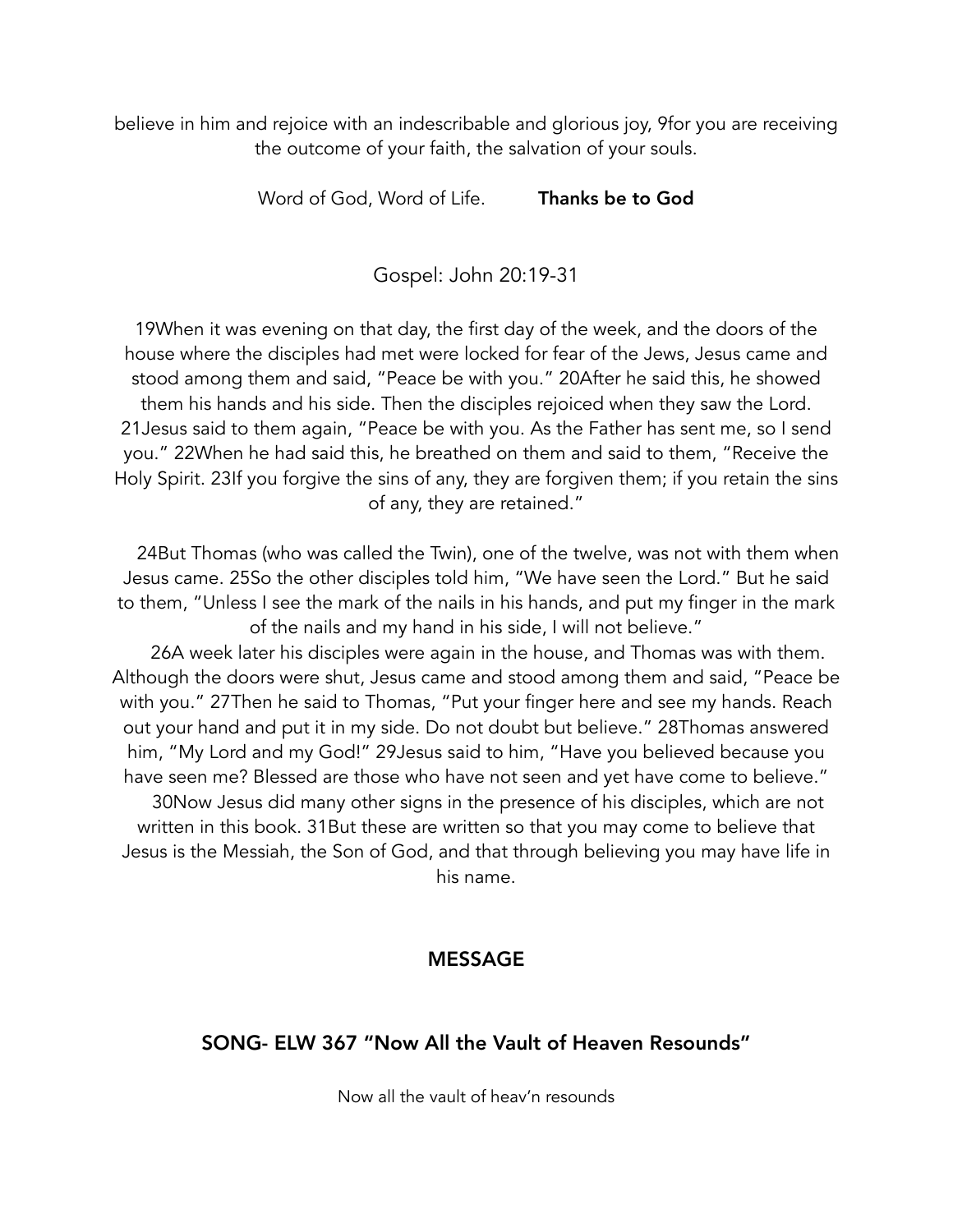believe in him and rejoice with an indescribable and glorious joy, 9for you are receiving the outcome of your faith, the salvation of your souls.

Word of God, Word of Life. **Thanks be to God**

## Gospel: John 20:19-31

19When it was evening on that day, the first day of the week, and the doors of the house where the disciples had met were locked for fear of the Jews, Jesus came and stood among them and said, "Peace be with you." 20After he said this, he showed them his hands and his side. Then the disciples rejoiced when they saw the Lord. 21Jesus said to them again, "Peace be with you. As the Father has sent me, so I send you." 22When he had said this, he breathed on them and said to them, "Receive the Holy Spirit. 23If you forgive the sins of any, they are forgiven them; if you retain the sins of any, they are retained."

24But Thomas (who was called the Twin), one of the twelve, was not with them when Jesus came. 25So the other disciples told him, "We have seen the Lord." But he said to them, "Unless I see the mark of the nails in his hands, and put my finger in the mark of the nails and my hand in his side, I will not believe."

26A week later his disciples were again in the house, and Thomas was with them. Although the doors were shut, Jesus came and stood among them and said, "Peace be with you." 27Then he said to Thomas, "Put your finger here and see my hands. Reach out your hand and put it in my side. Do not doubt but believe." 28Thomas answered him, "My Lord and my God!" 29Jesus said to him, "Have you believed because you have seen me? Blessed are those who have not seen and yet have come to believe."

30Now Jesus did many other signs in the presence of his disciples, which are not written in this book. 31But these are written so that you may come to believe that Jesus is the Messiah, the Son of God, and that through believing you may have life in his name.

## MESSAGE

## SONG- ELW 367 "Now All the Vault of Heaven Resounds"

Now all the vault of heav'n resounds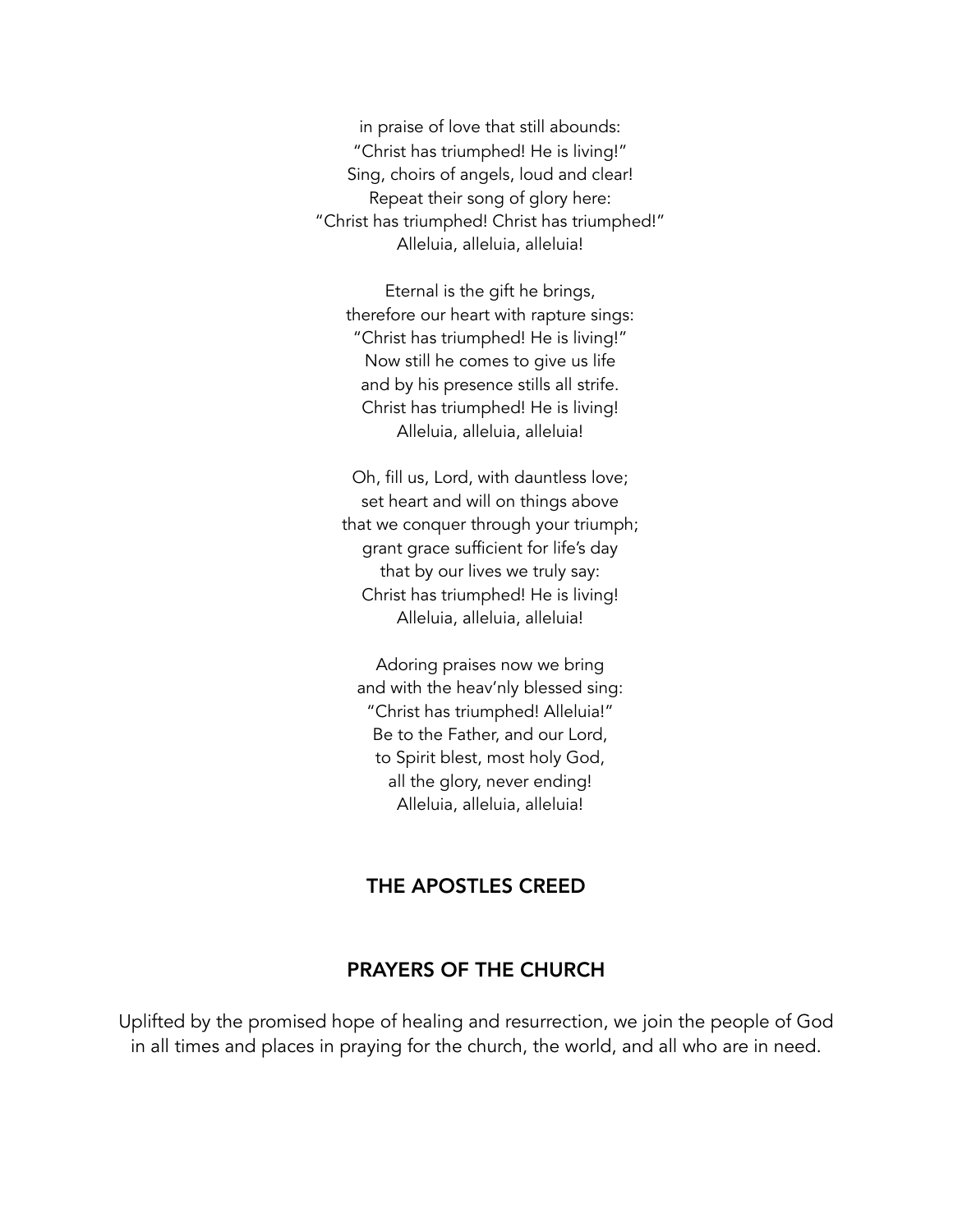in praise of love that still abounds:
"Christ has triumphed! He is living!"
Sing, choirs of angels, loud and clear!
Repeat their song of glory here:
"Christ has triumphed! Christ has triumphed!"
Alleluia, alleluia, alleluia!

Eternal is the gift he brings,
therefore our heart with rapture sings:
"Christ has triumphed! He is living!"
Now still he comes to give us life
and by his presence stills all strife.
Christ has triumphed! He is living!
Alleluia, alleluia, alleluia!

Oh, fill us, Lord, with dauntless love;
set heart and will on things above
that we conquer through your triumph;
grant grace sufficient for life's day
that by our lives we truly say:
Christ has triumphed! He is living!
Alleluia, alleluia, alleluia!

Adoring praises now we bring
and with the heav'nly blessed sing:
"Christ has triumphed! Alleluia!"
Be to the Father, and our Lord,
to Spirit blest, most holy God,
all the glory, never ending!
Alleluia, alleluia, alleluia!

## THE APOSTLES CREED

## PRAYERS OF THE CHURCH

Uplifted by the promised hope of healing and resurrection, we join the people of God in all times and places in praying for the church, the world, and all who are in need.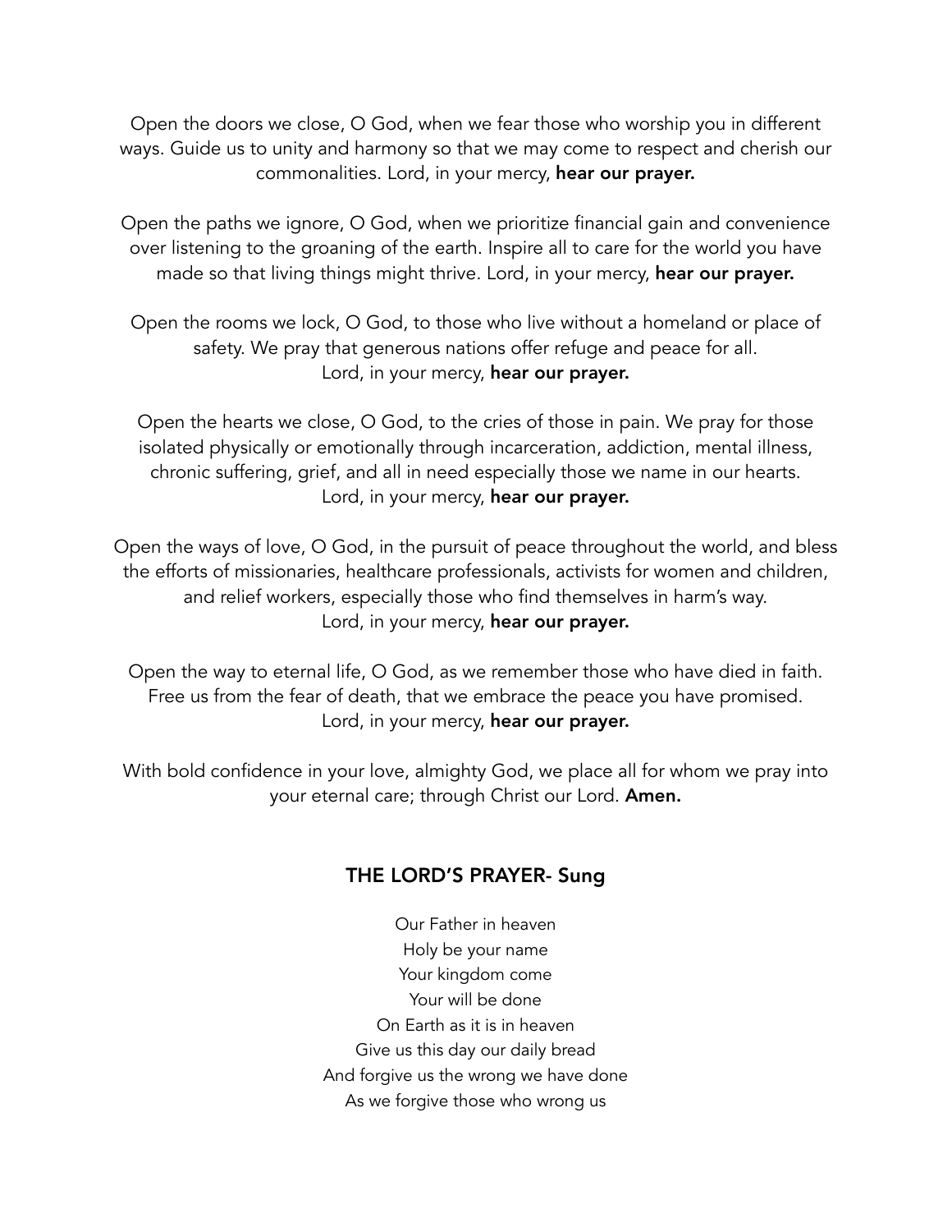Open the doors we close, O God, when we fear those who worship you in different ways. Guide us to unity and harmony so that we may come to respect and cherish our commonalities. Lord, in your mercy, **hear our prayer.**

Open the paths we ignore, O God, when we prioritize financial gain and convenience over listening to the groaning of the earth. Inspire all to care for the world you have made so that living things might thrive. Lord, in your mercy, **hear our prayer.**

Open the rooms we lock, O God, to those who live without a homeland or place of safety. We pray that generous nations offer refuge and peace for all.
Lord, in your mercy, **hear our prayer.**

Open the hearts we close, O God, to the cries of those in pain. We pray for those isolated physically or emotionally through incarceration, addiction, mental illness, chronic suffering, grief, and all in need especially those we name in our hearts.
Lord, in your mercy, **hear our prayer.**

Open the ways of love, O God, in the pursuit of peace throughout the world, and bless the efforts of missionaries, healthcare professionals, activists for women and children, and relief workers, especially those who find themselves in harm's way.
Lord, in your mercy, **hear our prayer.**

Open the way to eternal life, O God, as we remember those who have died in faith. Free us from the fear of death, that we embrace the peace you have promised.
Lord, in your mercy, **hear our prayer.**

With bold confidence in your love, almighty God, we place all for whom we pray into your eternal care; through Christ our Lord. **Amen.**

## THE LORD'S PRAYER- Sung

Our Father in heaven
Holy be your name
Your kingdom come
Your will be done
On Earth as it is in heaven
Give us this day our daily bread
And forgive us the wrong we have done
As we forgive those who wrong us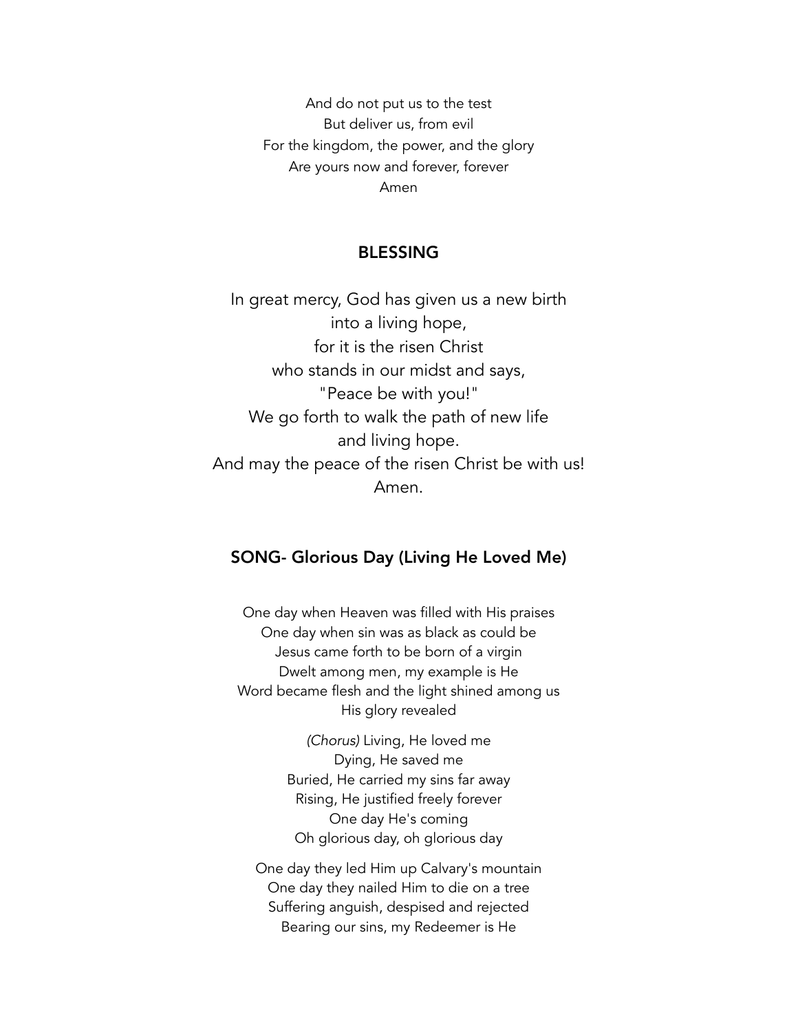And do not put us to the test
But deliver us, from evil
For the kingdom, the power, and the glory
Are yours now and forever, forever
Amen

## BLESSING

In great mercy, God has given us a new birth
into a living hope,
for it is the risen Christ
who stands in our midst and says,
"Peace be with you!"
We go forth to walk the path of new life
and living hope.
And may the peace of the risen Christ be with us!
Amen.

## SONG- Glorious Day (Living He Loved Me)

One day when Heaven was filled with His praises
One day when sin was as black as could be
Jesus came forth to be born of a virgin
Dwelt among men, my example is He
Word became flesh and the light shined among us
His glory revealed

*(Chorus)* Living, He loved me
Dying, He saved me
Buried, He carried my sins far away
Rising, He justified freely forever
One day He's coming
Oh glorious day, oh glorious day

One day they led Him up Calvary's mountain
One day they nailed Him to die on a tree
Suffering anguish, despised and rejected
Bearing our sins, my Redeemer is He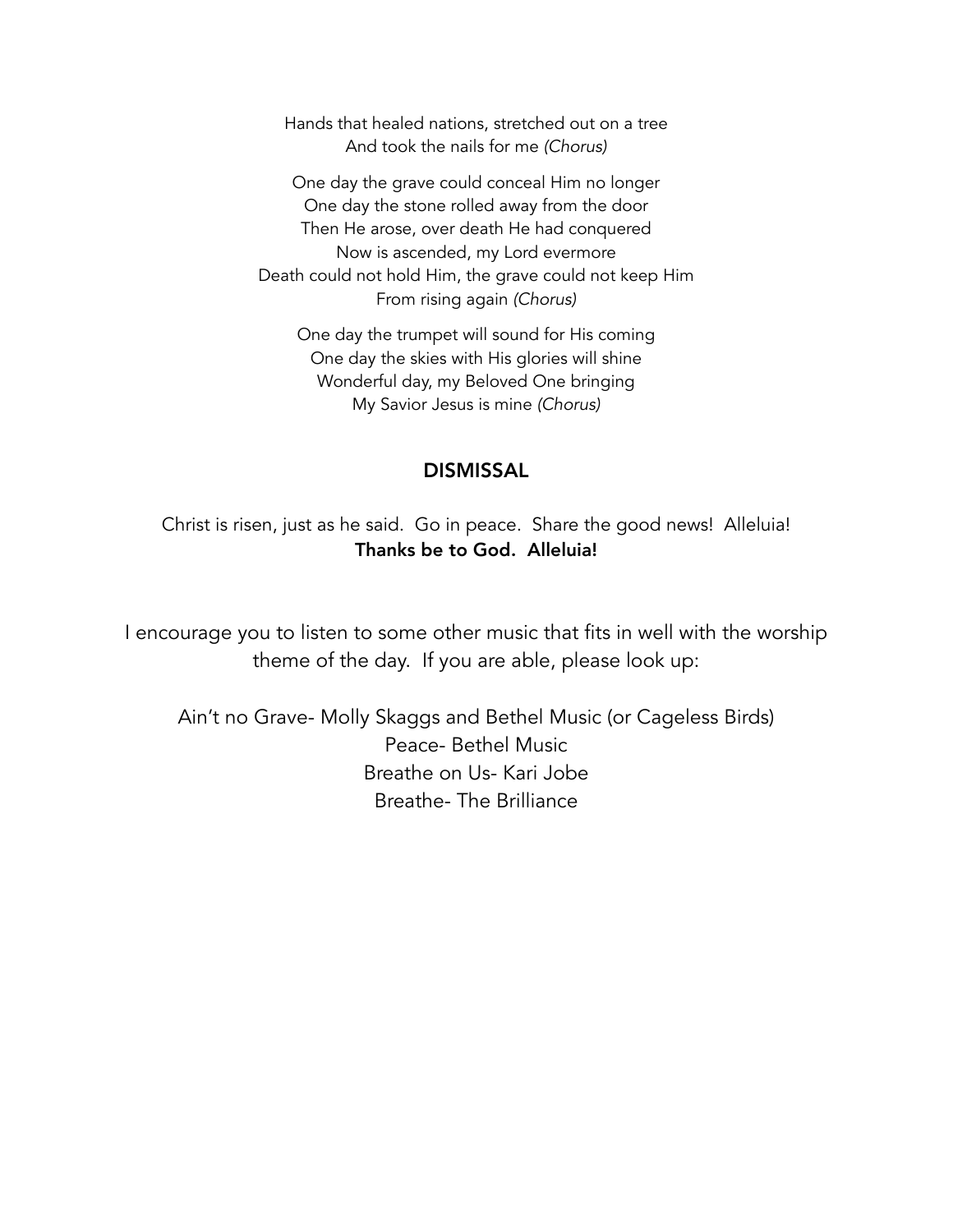Hands that healed nations, stretched out on a tree
And took the nails for me *(Chorus)*

One day the grave could conceal Him no longer
One day the stone rolled away from the door
Then He arose, over death He had conquered
Now is ascended, my Lord evermore
Death could not hold Him, the grave could not keep Him
From rising again *(Chorus)*

One day the trumpet will sound for His coming
One day the skies with His glories will shine
Wonderful day, my Beloved One bringing
My Savior Jesus is mine *(Chorus)*

## DISMISSAL

Christ is risen, just as he said. Go in peace. Share the good news! Alleluia!
**Thanks be to God. Alleluia!**

I encourage you to listen to some other music that fits in well with the worship theme of the day. If you are able, please look up:

Ain't no Grave- Molly Skaggs and Bethel Music (or Cageless Birds)
Peace- Bethel Music
Breathe on Us- Kari Jobe
Breathe- The Brilliance